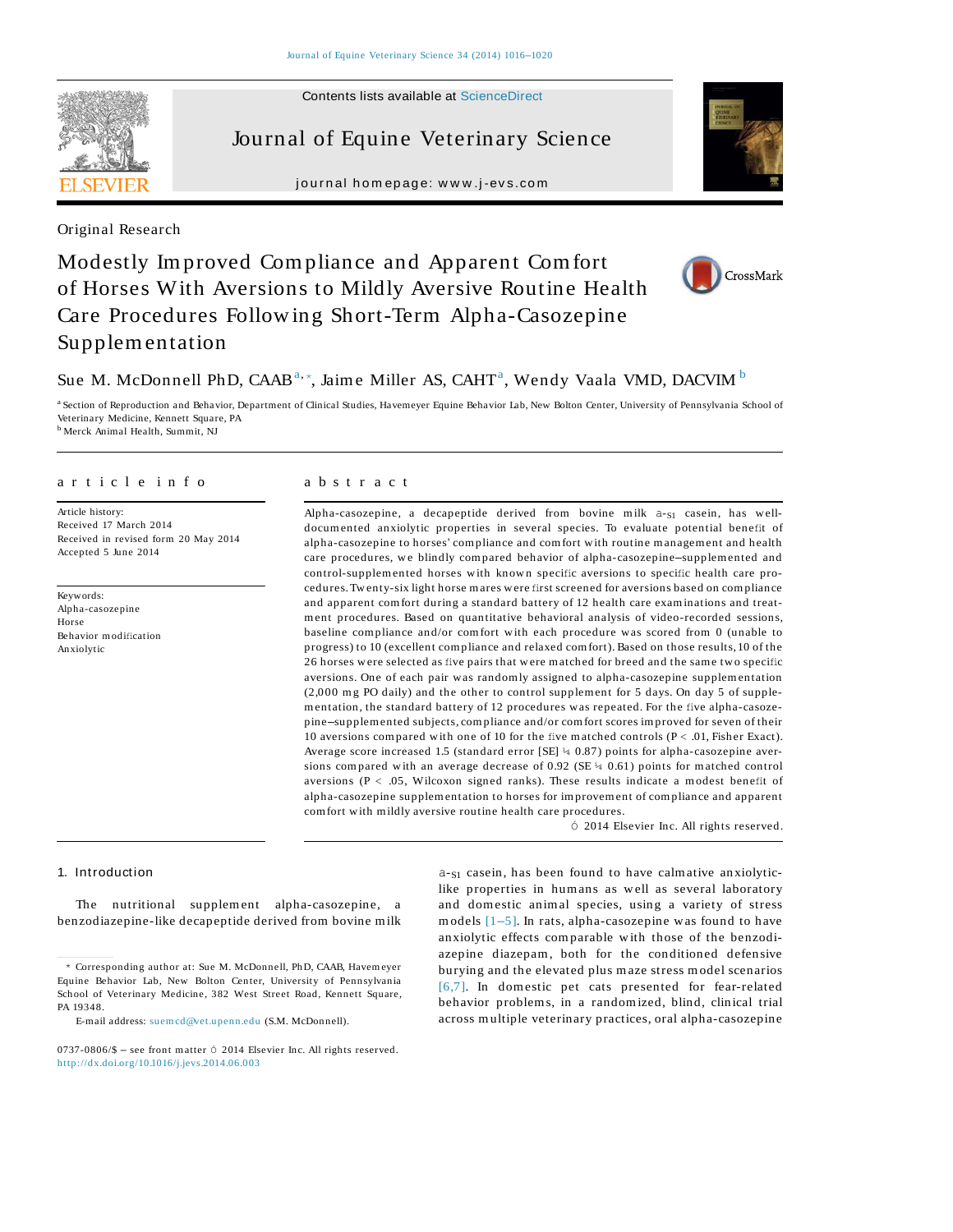Original Research

# Modestly Improved Compliance and Apparent Comfort of Horses With Aversions to Mildly Aversive Routine Health Care Procedures Following Short-Term Alpha-Casozepine Supplementation

Sue M. McDonnell PhD, CAAB [a,*], Jaime Miller AS, CAHT [a], Wendy Vaala VMD, DACVIM [b]

[a] Section of Reproduction and Behavior, Department of Clinical Studies, Havemeyer Equine Behavior Lab, New Bolton Center, University of Pennsylvania School of Veterinary Medicine, Kennett Square, PA

[b] Merck Animal Health, Summit, NJ

## article info

Article history:
Received 17 March 2014
Received in revised form 20 May 2014
Accepted 5 June 2014

Keywords:
Alpha-casozepine
Horse
Behavior modification
Anxiolytic

## abstract

Alpha-casozepine, a decapeptide derived from bovine milk $\alpha_{S1}$ casein, has well-documented anxiolytic properties in several species. To evaluate potential benefit of alpha-casozepine to horses' compliance and comfort with routine management and health care procedures, we blindly compared behavior of alpha-casozepine–supplemented and control-supplemented horses with known specific aversions to specific health care procedures. Twenty-six light horse mares were first screened for aversions based on compliance and apparent comfort during a standard battery of 12 health care examinations and treatment procedures. Based on quantitative behavioral analysis of video-recorded sessions, baseline compliance and/or comfort with each procedure was scored from 0 (unable to progress) to 10 (excellent compliance and relaxed comfort). Based on those results, 10 of the 26 horses were selected as five pairs that were matched for breed and the same two specific aversions. One of each pair was randomly assigned to alpha-casozepine supplementation (2,000 mg PO daily) and the other to control supplement for 5 days. On day 5 of supplementation, the standard battery of 12 procedures was repeated. For the five alpha-casozepine–supplemented subjects, compliance and/or comfort scores improved for seven of their 10 aversions compared with one of 10 for the five matched controls ($P < .01$, Fisher Exact). Average score increased 1.5 (standard error [SE] = 0.87) points for alpha-casozepine aversions compared with an average decrease of 0.92 (SE = 0.61) points for matched control aversions ($P < .05$, Wilcoxon signed ranks). These results indicate a modest benefit of alpha-casozepine supplementation to horses for improvement of compliance and apparent comfort with mildly aversive routine health care procedures.

© 2014 Elsevier Inc. All rights reserved.

## 1. Introduction

The nutritional supplement alpha-casozepine, a benzodiazepine-like decapeptide derived from bovine milk $\alpha_{S1}$ casein, has been found to have calmative anxiolytic-like properties in humans as well as several laboratory and domestic animal species, using a variety of stress models [1–5]. In rats, alpha-casozepine was found to have anxiolytic effects comparable with those of the benzodiazepine diazepam, both for the conditioned defensive burying and the elevated plus maze stress model scenarios [6,7]. In domestic pet cats presented for fear-related behavior problems, in a randomized, blind, clinical trial across multiple veterinary practices, oral alpha-casozepine

* Corresponding author at: Sue M. McDonnell, PhD, CAAB, Havemeyer Equine Behavior Lab, New Bolton Center, University of Pennsylvania School of Veterinary Medicine, 382 West Street Road, Kennett Square, PA 19348.

E-mail address: suemcd@vet.upenn.edu (S.M. McDonnell).

0737-0806/$ – see front matter © 2014 Elsevier Inc. All rights reserved.
http://dx.doi.org/10.1016/j.jevs.2014.06.003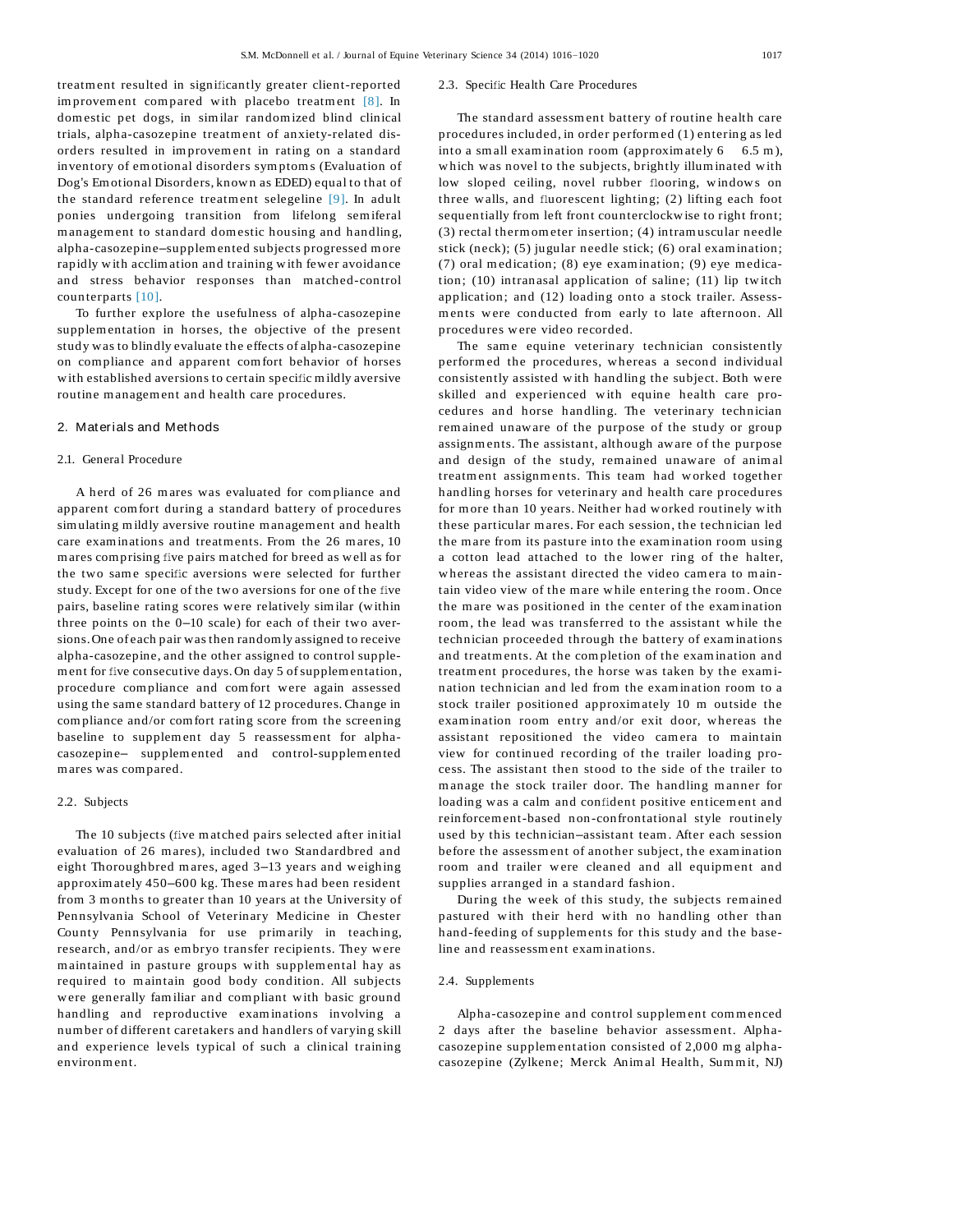treatment resulted in significantly greater client-reported improvement compared with placebo treatment [8]. In domestic pet dogs, in similar randomized blind clinical trials, alpha-casozepine treatment of anxiety-related disorders resulted in improvement in rating on a standard inventory of emotional disorders symptoms (Evaluation of Dog's Emotional Disorders, known as EDED) equal to that of the standard reference treatment selegeline [9]. In adult ponies undergoing transition from lifelong semiferal management to standard domestic housing and handling, alpha-casozepine–supplemented subjects progressed more rapidly with acclimation and training with fewer avoidance and stress behavior responses than matched-control counterparts [10].

To further explore the usefulness of alpha-casozepine supplementation in horses, the objective of the present study was to blindly evaluate the effects of alpha-casozepine on compliance and apparent comfort behavior of horses with established aversions to certain specific mildly aversive routine management and health care procedures.

## 2. Materials and Methods

### 2.1. General Procedure

A herd of 26 mares was evaluated for compliance and apparent comfort during a standard battery of procedures simulating mildly aversive routine management and health care examinations and treatments. From the 26 mares, 10 mares comprising five pairs matched for breed as well as for the two same specific aversions were selected for further study. Except for one of the two aversions for one of the five pairs, baseline rating scores were relatively similar (within three points on the 0–10 scale) for each of their two aversions. One of each pair was then randomly assigned to receive alpha-casozepine, and the other assigned to control supplement for five consecutive days. On day 5 of supplementation, procedure compliance and comfort were again assessed using the same standard battery of 12 procedures. Change in compliance and/or comfort rating score from the screening baseline to supplement day 5 reassessment for alpha-casozepine– supplemented and control-supplemented mares was compared.

### 2.2. Subjects

The 10 subjects (five matched pairs selected after initial evaluation of 26 mares), included two Standardbred and eight Thoroughbred mares, aged 3–13 years and weighing approximately 450–600 kg. These mares had been resident from 3 months to greater than 10 years at the University of Pennsylvania School of Veterinary Medicine in Chester County Pennsylvania for use primarily in teaching, research, and/or as embryo transfer recipients. They were maintained in pasture groups with supplemental hay as required to maintain good body condition. All subjects were generally familiar and compliant with basic ground handling and reproductive examinations involving a number of different caretakers and handlers of varying skill and experience levels typical of such a clinical training environment.

### 2.3. Specific Health Care Procedures

The standard assessment battery of routine health care procedures included, in order performed (1) entering as led into a small examination room (approximately 6 6.5 m), which was novel to the subjects, brightly illuminated with low sloped ceiling, novel rubber flooring, windows on three walls, and fluorescent lighting; (2) lifting each foot sequentially from left front counterclockwise to right front; (3) rectal thermometer insertion; (4) intramuscular needle stick (neck); (5) jugular needle stick; (6) oral examination; (7) oral medication; (8) eye examination; (9) eye medication; (10) intranasal application of saline; (11) lip twitch application; and (12) loading onto a stock trailer. Assessments were conducted from early to late afternoon. All procedures were video recorded.

The same equine veterinary technician consistently performed the procedures, whereas a second individual consistently assisted with handling the subject. Both were skilled and experienced with equine health care procedures and horse handling. The veterinary technician remained unaware of the purpose of the study or group assignments. The assistant, although aware of the purpose and design of the study, remained unaware of animal treatment assignments. This team had worked together handling horses for veterinary and health care procedures for more than 10 years. Neither had worked routinely with these particular mares. For each session, the technician led the mare from its pasture into the examination room using a cotton lead attached to the lower ring of the halter, whereas the assistant directed the video camera to maintain video view of the mare while entering the room. Once the mare was positioned in the center of the examination room, the lead was transferred to the assistant while the technician proceeded through the battery of examinations and treatments. At the completion of the examination and treatment procedures, the horse was taken by the examination technician and led from the examination room to a stock trailer positioned approximately 10 m outside the examination room entry and/or exit door, whereas the assistant repositioned the video camera to maintain view for continued recording of the trailer loading process. The assistant then stood to the side of the trailer to manage the stock trailer door. The handling manner for loading was a calm and confident positive enticement and reinforcement-based non-confrontational style routinely used by this technician–assistant team. After each session before the assessment of another subject, the examination room and trailer were cleaned and all equipment and supplies arranged in a standard fashion.

During the week of this study, the subjects remained pastured with their herd with no handling other than hand-feeding of supplements for this study and the baseline and reassessment examinations.

### 2.4. Supplements

Alpha-casozepine and control supplement commenced 2 days after the baseline behavior assessment. Alpha-casozepine supplementation consisted of 2,000 mg alpha-casozepine (Zylkene; Merck Animal Health, Summit, NJ)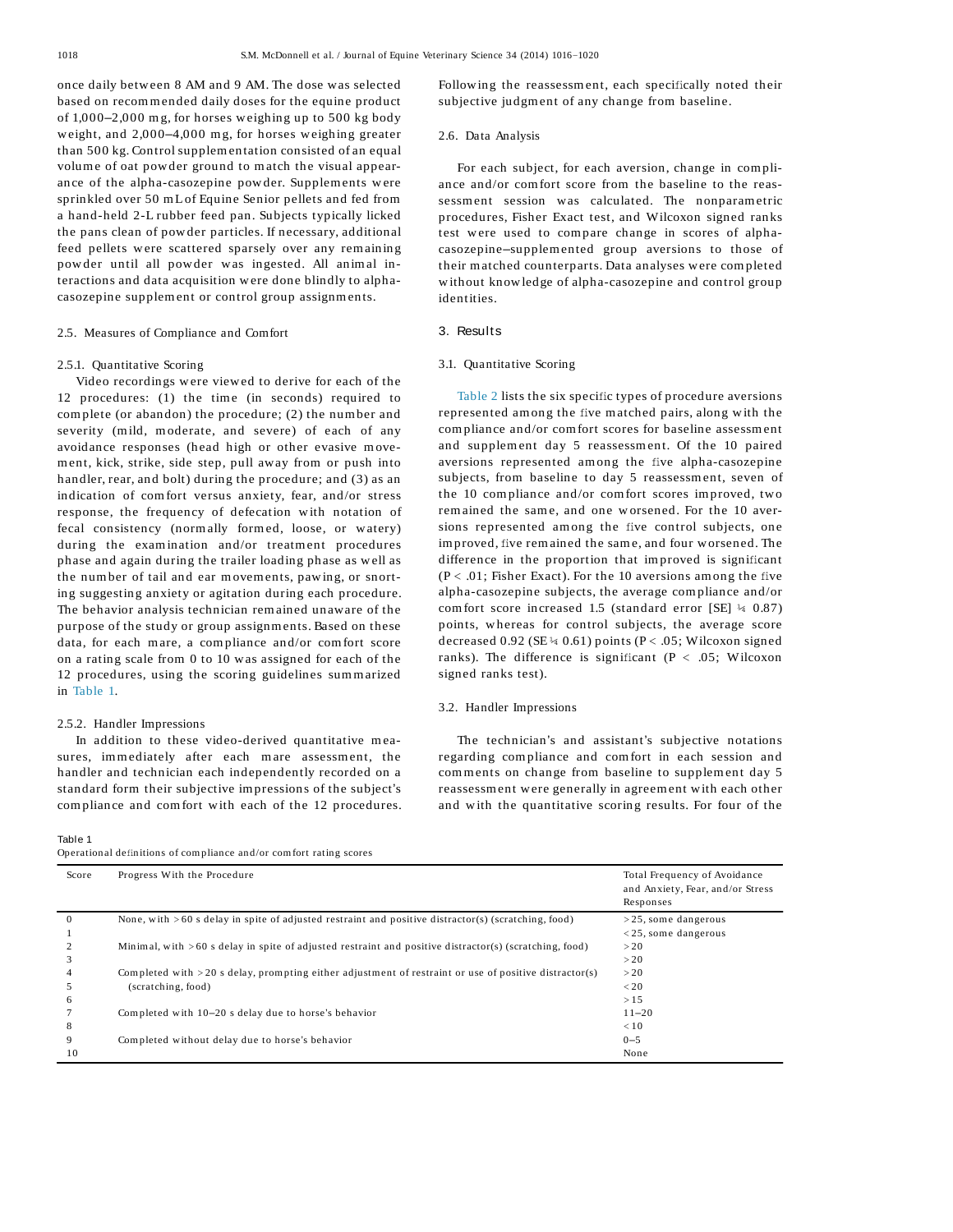once daily between 8 AM and 9 AM. The dose was selected based on recommended daily doses for the equine product of 1,000–2,000 mg, for horses weighing up to 500 kg body weight, and 2,000–4,000 mg, for horses weighing greater than 500 kg. Control supplementation consisted of an equal volume of oat powder ground to match the visual appearance of the alpha-casozepine powder. Supplements were sprinkled over 50 mL of Equine Senior pellets and fed from a hand-held 2-L rubber feed pan. Subjects typically licked the pans clean of powder particles. If necessary, additional feed pellets were scattered sparsely over any remaining powder until all powder was ingested. All animal interactions and data acquisition were done blindly to alpha-casozepine supplement or control group assignments.

### 2.5. Measures of Compliance and Comfort

#### 2.5.1. Quantitative Scoring

Video recordings were viewed to derive for each of the 12 procedures: (1) the time (in seconds) required to complete (or abandon) the procedure; (2) the number and severity (mild, moderate, and severe) of each of any avoidance responses (head high or other evasive movement, kick, strike, side step, pull away from or push into handler, rear, and bolt) during the procedure; and (3) as an indication of comfort versus anxiety, fear, and/or stress response, the frequency of defecation with notation of fecal consistency (normally formed, loose, or watery) during the examination and/or treatment procedures phase and again during the trailer loading phase as well as the number of tail and ear movements, pawing, or snorting suggesting anxiety or agitation during each procedure. The behavior analysis technician remained unaware of the purpose of the study or group assignments. Based on these data, for each mare, a compliance and/or comfort score on a rating scale from 0 to 10 was assigned for each of the 12 procedures, using the scoring guidelines summarized in Table 1.

#### 2.5.2. Handler Impressions

In addition to these video-derived quantitative measures, immediately after each mare assessment, the handler and technician each independently recorded on a standard form their subjective impressions of the subject's compliance and comfort with each of the 12 procedures. Following the reassessment, each specifically noted their subjective judgment of any change from baseline.

### 2.6. Data Analysis

For each subject, for each aversion, change in compliance and/or comfort score from the baseline to the reassessment session was calculated. The nonparametric procedures, Fisher Exact test, and Wilcoxon signed ranks test were used to compare change in scores of alpha-casozepine–supplemented group aversions to those of their matched counterparts. Data analyses were completed without knowledge of alpha-casozepine and control group identities.

## 3. Results

### 3.1. Quantitative Scoring

Table 2 lists the six specific types of procedure aversions represented among the five matched pairs, along with the compliance and/or comfort scores for baseline assessment and supplement day 5 reassessment. Of the 10 paired aversions represented among the five alpha-casozepine subjects, from baseline to day 5 reassessment, seven of the 10 compliance and/or comfort scores improved, two remained the same, and one worsened. For the 10 aversions represented among the five control subjects, one improved, five remained the same, and four worsened. The difference in the proportion that improved is significant ($P < .01$; Fisher Exact). For the 10 aversions among the five alpha-casozepine subjects, the average compliance and/or comfort score increased 1.5 (standard error [SE] = 0.87) points, whereas for control subjects, the average score decreased 0.92 (SE = 0.61) points ($P < .05$; Wilcoxon signed ranks). The difference is significant ($P < .05$; Wilcoxon signed ranks test).

### 3.2. Handler Impressions

The technician's and assistant's subjective notations regarding compliance and comfort in each session and comments on change from baseline to supplement day 5 reassessment were generally in agreement with each other and with the quantitative scoring results. For four of the

Table 1
Operational definitions of compliance and/or comfort rating scores

| Score | Progress With the Procedure | Total Frequency of Avoidance and Anxiety, Fear, and/or Stress Responses |
|---|---|---|
| 0 | None, with >60 s delay in spite of adjusted restraint and positive distractor(s) (scratching, food) | >25, some dangerous |
| 1 | | <25, some dangerous |
| 2 | Minimal, with >60 s delay in spite of adjusted restraint and positive distractor(s) (scratching, food) | >20 |
| 3 | | >20 |
| 4 | Completed with >20 s delay, prompting either adjustment of restraint or use of positive distractor(s) (scratching, food) | >20 |
| 5 | | <20 |
| 6 | | >15 |
| 7 | Completed with 10–20 s delay due to horse's behavior | 11–20 |
| 8 | | <10 |
| 9 | Completed without delay due to horse's behavior | 0–5 |
| 10 | | None |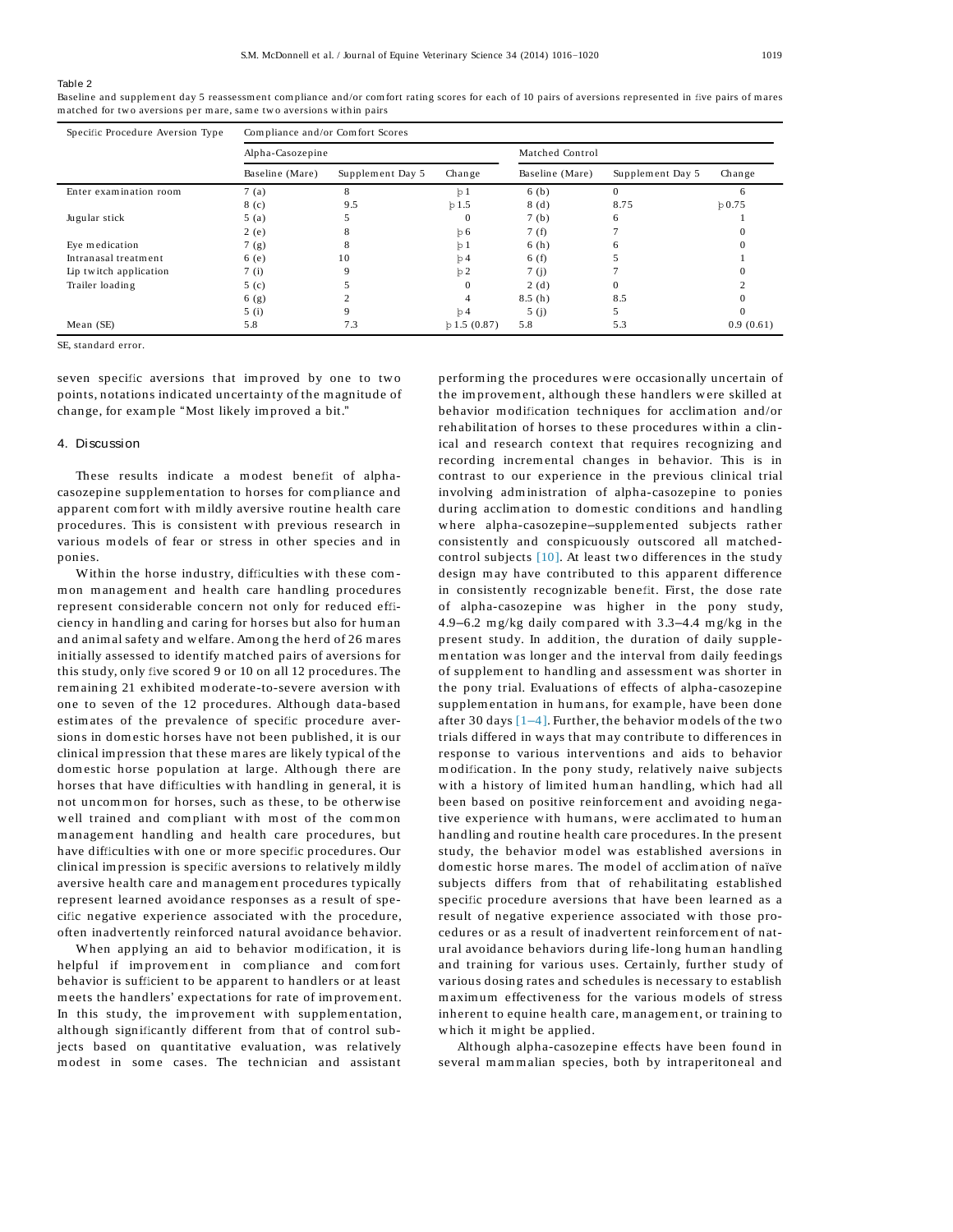Table 2

Baseline and supplement day 5 reassessment compliance and/or comfort rating scores for each of 10 pairs of aversions represented in five pairs of mares matched for two aversions per mare, same two aversions within pairs

| Specific Procedure Aversion Type | Compliance and/or Comfort Scores | | | | | |
|---|---|---|---|---|---|---|
| | Alpha-Casozepine | | | Matched Control | | |
| | Baseline (Mare) | Supplement Day 5 | Change | Baseline (Mare) | Supplement Day 5 | Change |
| Enter examination room | 7 (a) | 8 | þ1 | 6 (b) | 0 | 6 |
| | 8 (c) | 9.5 | þ1.5 | 8 (d) | 8.75 | þ0.75 |
| Jugular stick | 5 (a) | 5 | 0 | 7 (b) | 6 | 1 |
| | 2 (e) | 8 | þ6 | 7 (f) | 7 | 0 |
| Eye medication | 7 (g) | 8 | þ1 | 6 (h) | 6 | 0 |
| Intranasal treatment | 6 (e) | 10 | þ4 | 6 (f) | 5 | 1 |
| Lip twitch application | 7 (i) | 9 | þ2 | 7 (j) | 7 | 0 |
| Trailer loading | 5 (c) | 5 | 0 | 2 (d) | 0 | 2 |
| | 6 (g) | 2 | 4 | 8.5 (h) | 8.5 | 0 |
| | 5 (i) | 9 | þ4 | 5 (j) | 5 | 0 |
| Mean (SE) | 5.8 | 7.3 | þ1.5 (0.87) | 5.8 | 5.3 | 0.9 (0.61) |

SE, standard error.

seven specific aversions that improved by one to two points, notations indicated uncertainty of the magnitude of change, for example "Most likely improved a bit."

## 4. Discussion

These results indicate a modest benefit of alpha-casozepine supplementation to horses for compliance and apparent comfort with mildly aversive routine health care procedures. This is consistent with previous research in various models of fear or stress in other species and in ponies.

Within the horse industry, difficulties with these common management and health care handling procedures represent considerable concern not only for reduced efficiency in handling and caring for horses but also for human and animal safety and welfare. Among the herd of 26 mares initially assessed to identify matched pairs of aversions for this study, only five scored 9 or 10 on all 12 procedures. The remaining 21 exhibited moderate-to-severe aversion with one to seven of the 12 procedures. Although data-based estimates of the prevalence of specific procedure aversions in domestic horses have not been published, it is our clinical impression that these mares are likely typical of the domestic horse population at large. Although there are horses that have difficulties with handling in general, it is not uncommon for horses, such as these, to be otherwise well trained and compliant with most of the common management handling and health care procedures, but have difficulties with one or more specific procedures. Our clinical impression is specific aversions to relatively mildly aversive health care and management procedures typically represent learned avoidance responses as a result of specific negative experience associated with the procedure, often inadvertently reinforced natural avoidance behavior.

When applying an aid to behavior modification, it is helpful if improvement in compliance and comfort behavior is sufficient to be apparent to handlers or at least meets the handlers' expectations for rate of improvement. In this study, the improvement with supplementation, although significantly different from that of control subjects based on quantitative evaluation, was relatively modest in some cases. The technician and assistant performing the procedures were occasionally uncertain of the improvement, although these handlers were skilled at behavior modification techniques for acclimation and/or rehabilitation of horses to these procedures within a clinical and research context that requires recognizing and recording incremental changes in behavior. This is in contrast to our experience in the previous clinical trial involving administration of alpha-casozepine to ponies during acclimation to domestic conditions and handling where alpha-casozepine–supplemented subjects rather consistently and conspicuously outscored all matched-control subjects [10]. At least two differences in the study design may have contributed to this apparent difference in consistently recognizable benefit. First, the dose rate of alpha-casozepine was higher in the pony study, 4.9–6.2 mg/kg daily compared with 3.3–4.4 mg/kg in the present study. In addition, the duration of daily supplementation was longer and the interval from daily feedings of supplement to handling and assessment was shorter in the pony trial. Evaluations of effects of alpha-casozepine supplementation in humans, for example, have been done after 30 days [1–4]. Further, the behavior models of the two trials differed in ways that may contribute to differences in response to various interventions and aids to behavior modification. In the pony study, relatively naive subjects with a history of limited human handling, which had all been based on positive reinforcement and avoiding negative experience with humans, were acclimated to human handling and routine health care procedures. In the present study, the behavior model was established aversions in domestic horse mares. The model of acclimation of naïve subjects differs from that of rehabilitating established specific procedure aversions that have been learned as a result of negative experience associated with those procedures or as a result of inadvertent reinforcement of natural avoidance behaviors during life-long human handling and training for various uses. Certainly, further study of various dosing rates and schedules is necessary to establish maximum effectiveness for the various models of stress inherent to equine health care, management, or training to which it might be applied.

Although alpha-casozepine effects have been found in several mammalian species, both by intraperitoneal and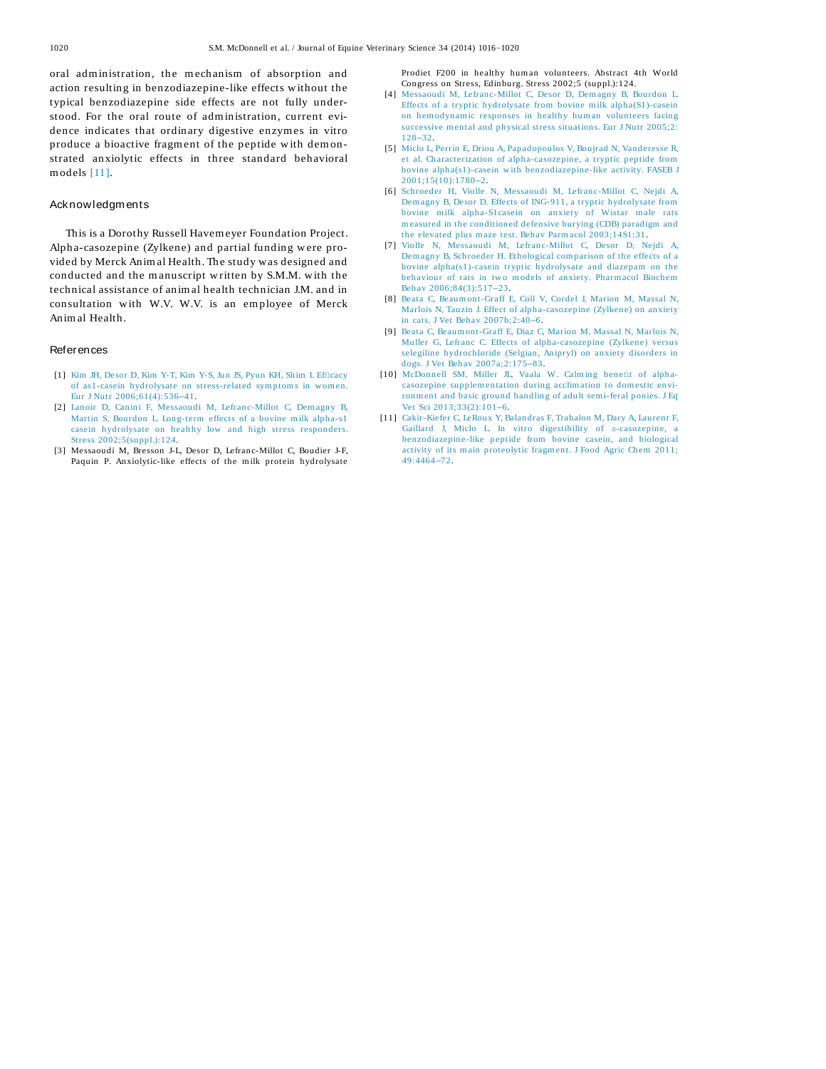oral administration, the mechanism of absorption and action resulting in benzodiazepine-like effects without the typical benzodiazepine side effects are not fully understood. For the oral route of administration, current evidence indicates that ordinary digestive enzymes in vitro produce a bioactive fragment of the peptide with demonstrated anxiolytic effects in three standard behavioral models [11].

## Acknowledgments

This is a Dorothy Russell Havemeyer Foundation Project. Alpha-casozepine (Zylkene) and partial funding were provided by Merck Animal Health. The study was designed and conducted and the manuscript written by S.M.M. with the technical assistance of animal health technician J.M. and in consultation with W.V. W.V. is an employee of Merck Animal Health.

## References

[1] Kim JH, Desor D, Kim Y-T, Kim Y-S, Jun JS, Pyun KH, Shim I. Efficacy of as1-casein hydrolysate on stress-related symptoms in women. Eur J Nutr 2006;61(4):536–41.

[2] Lanoir D, Canini F, Messaoudi M, Lefranc-Millot C, Demagny B, Martin S, Bourdon L. Long-term effects of a bovine milk alpha-s1 casein hydrolysate on healthy low and high stress responders. Stress 2002;5(suppl.):124.

[3] Messaoudi M, Bresson J-L, Desor D, Lefranc-Millot C, Boudier J-F, Paquin P. Anxiolytic-like effects of the milk protein hydrolysate Prodiet F200 in healthy human volunteers. Abstract 4th World Congress on Stress, Edinburg. Stress 2002;5 (suppl.):124.

[4] Messaoudi M, Lefranc-Millot C, Desor D, Demagny B, Bourdon L. Effects of a tryptic hydrolysate from bovine milk alpha(S1)-casein on hemodynamic responses in healthy human volunteers facing successive mental and physical stress situations. Eur J Nutr 2005;2:128–32.

[5] Miclo L, Perrin E, Driou A, Papadopoulos V, Boujrad N, Vanderesse R, et al. Characterization of alpha-casozepine, a tryptic peptide from bovine alpha(s1)-casein with benzodiazepine-like activity. FASEB J 2001;15(10):1780–2.

[6] Schroeder H, Violle N, Messaoudi M, Lefranc-Millot C, Nejdi A, Demagny B, Desor D. Effects of ING-911, a tryptic hydrolysate from bovine milk alpha-S1casein on anxiety of Wistar male rats measured in the conditioned defensive burying (CDB) paradigm and the elevated plus maze test. Behav Parmacol 2003;14S1:31.

[7] Violle N, Messaoudi M, Lefranc-Millot C, Desor D, Nejdi A, Demagny B, Schroeder H. Ethological comparison of the effects of a bovine alpha(s1)-casein tryptic hydrolysate and diazepam on the behaviour of rats in two models of anxiety. Pharmacol Biochem Behav 2006;84(3):517–23.

[8] Beata C, Beaumont-Graff E, Coll V, Cordel J, Marion M, Massal N, Marlois N, Tauzin J. Effect of alpha-casozepine (Zylkene) on anxiety in cats. J Vet Behav 2007b;2:40–6.

[9] Beata C, Beaumont-Graff E, Diaz C, Marion M, Massal N, Marlois N, Muller G, Lefranc C. Effects of alpha-casozepine (Zylkene) versus selegiline hydrochloride (Selgian, Anipryl) on anxiety disorders in dogs. J Vet Behav 2007a;2:175–83.

[10] McDonnell SM, Miller JL, Vaala W. Calming benefit of alpha-casozepine supplementation during acclimation to domestic environment and basic ground handling of adult semi-feral ponies. J Eq Vet Sci 2013;33(2):101–6.

[11] Cakir-Kiefer C, LeRoux Y, Balandras F, Trabalon M, Dary A, Laurent F, Gaillard J, Miclo L. In vitro digestibility of a-casozepine, a benzodiazepine-like peptide from bovine casein, and biological activity of its main proteolytic fragment. J Food Agric Chem 2011;49:4464–72.